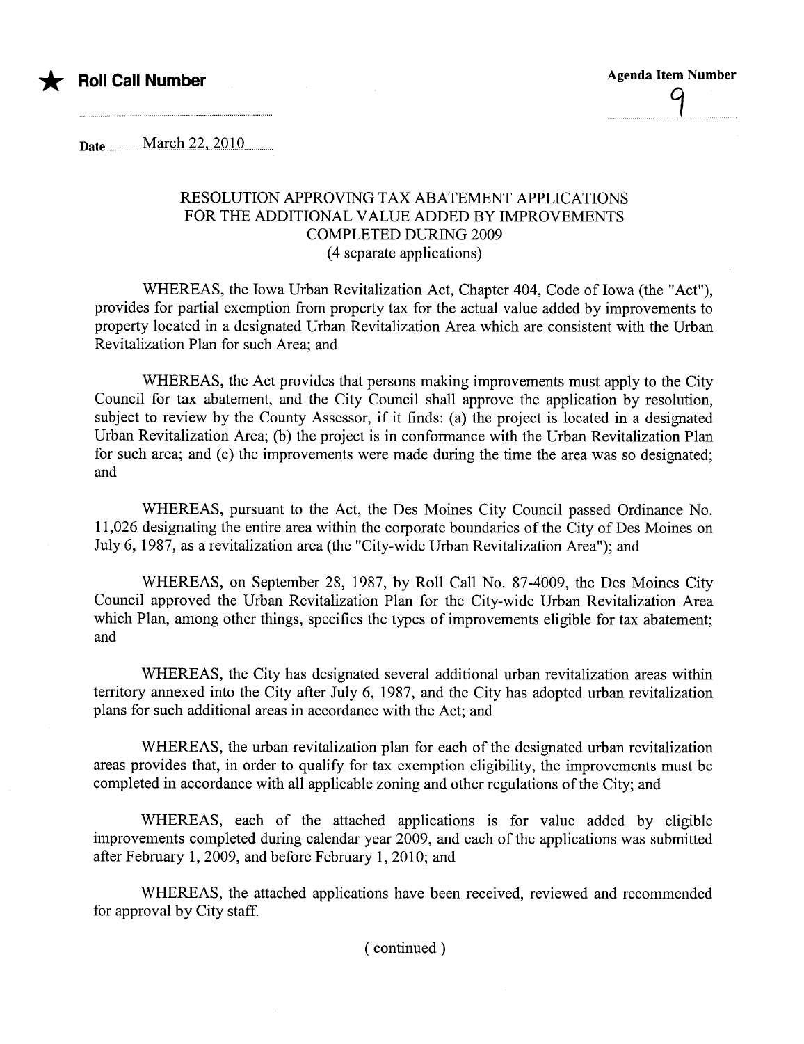★ **Roll Call Number**

**Agenda Item Number**

9

Date March 22, 2010

RESOLUTION APPROVING TAX ABATEMENT APPLICATIONS FOR THE ADDITIONAL VALUE ADDED BY IMPROVEMENTS COMPLETED DURING 2009
(4 separate applications)

WHEREAS, the Iowa Urban Revitalization Act, Chapter 404, Code of Iowa (the "Act"), provides for partial exemption from property tax for the actual value added by improvements to property located in a designated Urban Revitalization Area which are consistent with the Urban Revitalization Plan for such Area; and

WHEREAS, the Act provides that persons making improvements must apply to the City Council for tax abatement, and the City Council shall approve the application by resolution, subject to review by the County Assessor, if it finds: (a) the project is located in a designated Urban Revitalization Area; (b) the project is in conformance with the Urban Revitalization Plan for such area; and (c) the improvements were made during the time the area was so designated; and

WHEREAS, pursuant to the Act, the Des Moines City Council passed Ordinance No. 11,026 designating the entire area within the corporate boundaries of the City of Des Moines on July 6, 1987, as a revitalization area (the "City-wide Urban Revitalization Area"); and

WHEREAS, on September 28, 1987, by Roll Call No. 87-4009, the Des Moines City Council approved the Urban Revitalization Plan for the City-wide Urban Revitalization Area which Plan, among other things, specifies the types of improvements eligible for tax abatement; and

WHEREAS, the City has designated several additional urban revitalization areas within territory annexed into the City after July 6, 1987, and the City has adopted urban revitalization plans for such additional areas in accordance with the Act; and

WHEREAS, the urban revitalization plan for each of the designated urban revitalization areas provides that, in order to qualify for tax exemption eligibility, the improvements must be completed in accordance with all applicable zoning and other regulations of the City; and

WHEREAS, each of the attached applications is for value added by eligible improvements completed during calendar year 2009, and each of the applications was submitted after February 1, 2009, and before February 1, 2010; and

WHEREAS, the attached applications have been received, reviewed and recommended for approval by City staff.

( continued )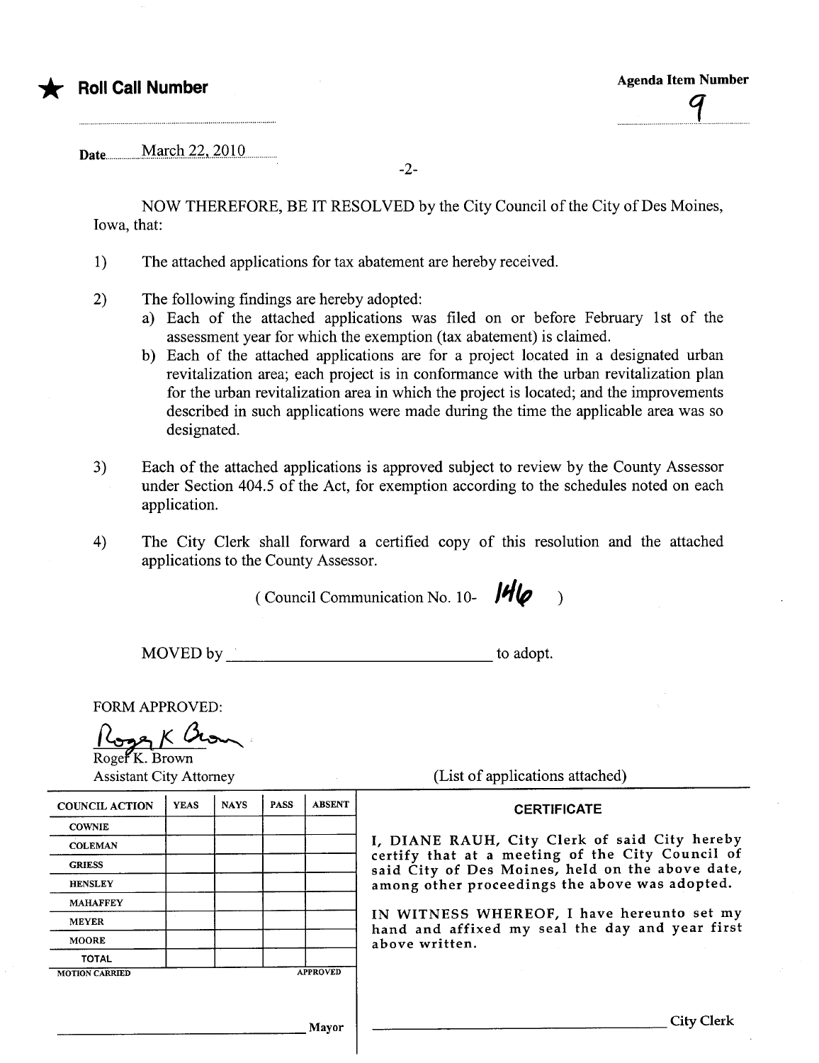★ **Roll Call Number**

**Agenda Item Number**

9

Date March 22, 2010

NOW THEREFORE, BE IT RESOLVED by the City Council of the City of Des Moines, Iowa, that:

1) The attached applications for tax abatement are hereby received.

2) The following findings are hereby adopted:
   a) Each of the attached applications was filed on or before February 1st of the assessment year for which the exemption (tax abatement) is claimed.
   b) Each of the attached applications are for a project located in a designated urban revitalization area; each project is in conformance with the urban revitalization plan for the urban revitalization area in which the project is located; and the improvements described in such applications were made during the time the applicable area was so designated.

3) Each of the attached applications is approved subject to review by the County Assessor under Section 404.5 of the Act, for exemption according to the schedules noted on each application.

4) The City Clerk shall forward a certified copy of this resolution and the attached applications to the County Assessor.

( Council Communication No. 10- 146 )

MOVED by ______________________________ to adopt.

FORM APPROVED:

Roger K. Brown
Roger K. Brown
Assistant City Attorney

(List of applications attached)

| COUNCIL ACTION | YEAS | NAYS | PASS | ABSENT |
|---|---|---|---|---|
| COWNIE | | | | |
| COLEMAN | | | | |
| GRIESS | | | | |
| HENSLEY | | | | |
| MAHAFFEY | | | | |
| MEYER | | | | |
| MOORE | | | | |
| TOTAL | | | | |
| MOTION CARRIED | | | | APPROVED |

______________________________ Mayor

**CERTIFICATE**

I, DIANE RAUH, City Clerk of said City hereby certify that at a meeting of the City Council of said City of Des Moines, held on the above date, among other proceedings the above was adopted.

IN WITNESS WHEREOF, I have hereunto set my hand and affixed my seal the day and year first above written.

______________________________ City Clerk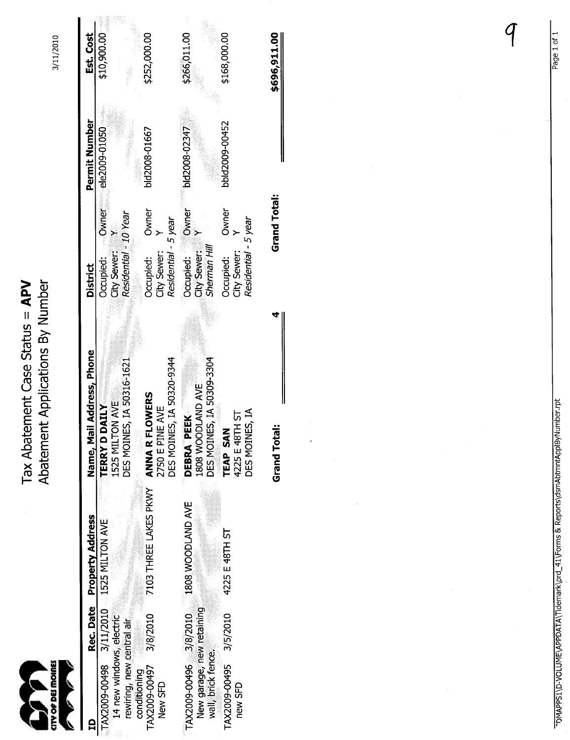CITY OF DES MOINES

# Tax Abatement Case Status = **APV**

## Abatement Applications By Number

3/11/2010

| ID | Rec. Date | Property Address | Name, Mail Address, Phone | District | | Permit Number | Est. Cost |
|---|---|---|---|---|---|---|---|
| TAX2009-00498<br>14 new windows, electric rewiring, new central air conditioning | 3/11/2010 | 1525 MILTON AVE | **TERRY D DAILY**<br>1525 MILTON AVE<br>DES MOINES, IA 50316-1621 | Occupied:<br>City Sewer:<br>*Residential - 10 Year* | Owner<br>Y | ele2009-01050 | $10,900.00 |
| TAX2009-00497<br>New SFD | 3/8/2010 | 7103 THREE LAKES PKWY | **ANNA R FLOWERS**<br>2750 E PINE AVE<br>DES MOINES, IA 50320-9344 | Occupied:<br>City Sewer:<br>*Residential - 5 year* | Owner<br>Y | bld2008-01667 | $252,000.00 |
| TAX2009-00496<br>New garage, new retaining wall, brick fence. | 3/8/2010 | 1808 WOODLAND AVE | **DEBRA PEEK**<br>1808 WOODLAND AVE<br>DES MOINES, IA 50309-3304 | Occupied:<br>City Sewer:<br>*Sherman Hill* | Owner<br>Y | bld2008-02347 | $266,011.00 |
| TAX2009-00495<br>new SFD | 3/5/2010 | 4225 E 48TH ST | **TEAP SAN**<br>4225 E 48TH ST<br>DES MOINES, IA | Occupied:<br>City Sewer:<br>*Residential - 5 year* | Owner<br>Y | bbld2009-00452 | $168,000.00 |
| | | | **Grand Total:** 4 | **Grand Total:** | | | **$696,911.00** |

9

DMAPPS1\D-VOLUME\APPDATA\Tidemark\prd_41\Forms & Reports\dsmAbtmntApplByNumber.rpt